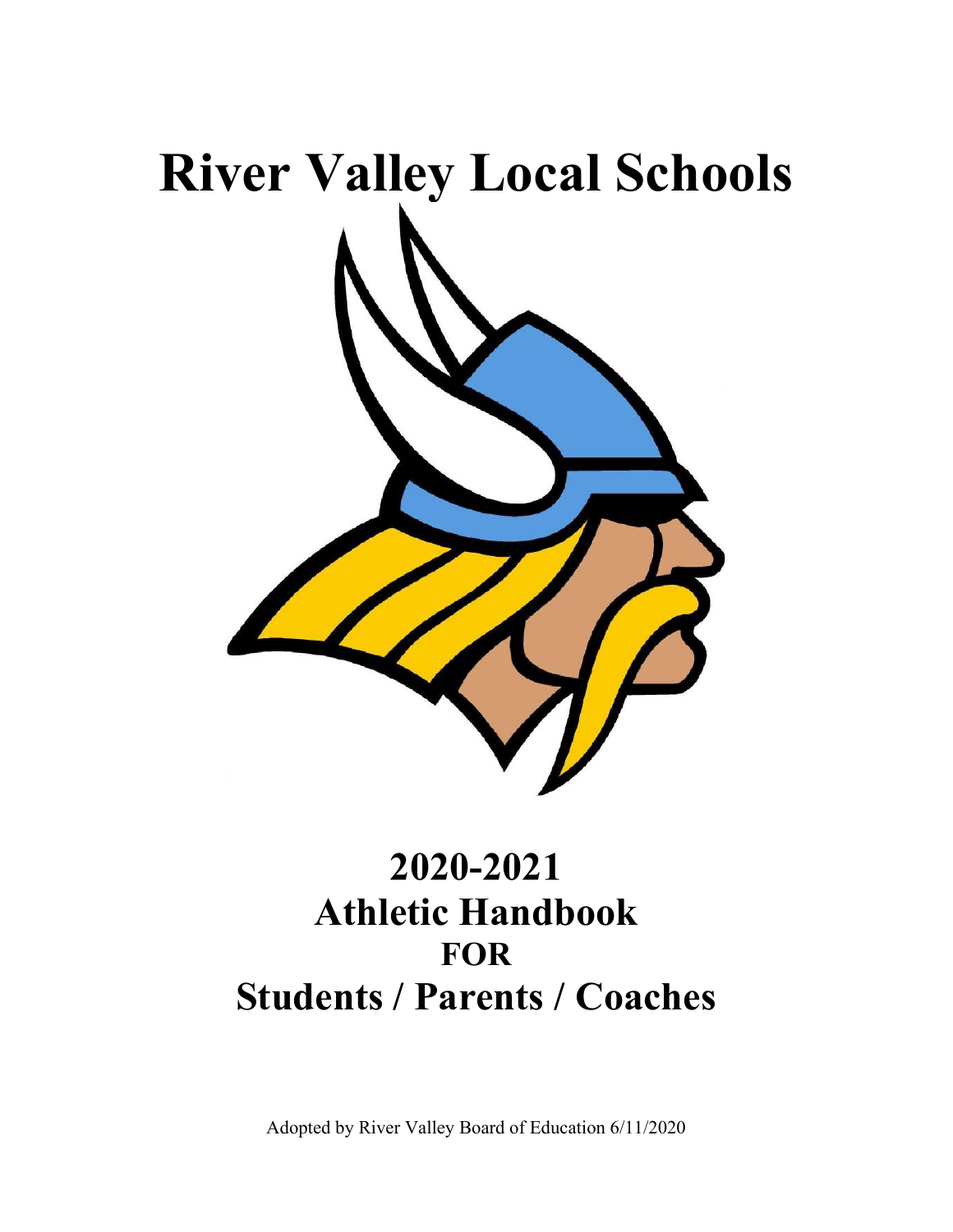# River Valley Local Schools

# 2020-2021
# Athletic Handbook
## FOR
# Students / Parents / Coaches

Adopted by River Valley Board of Education 6/11/2020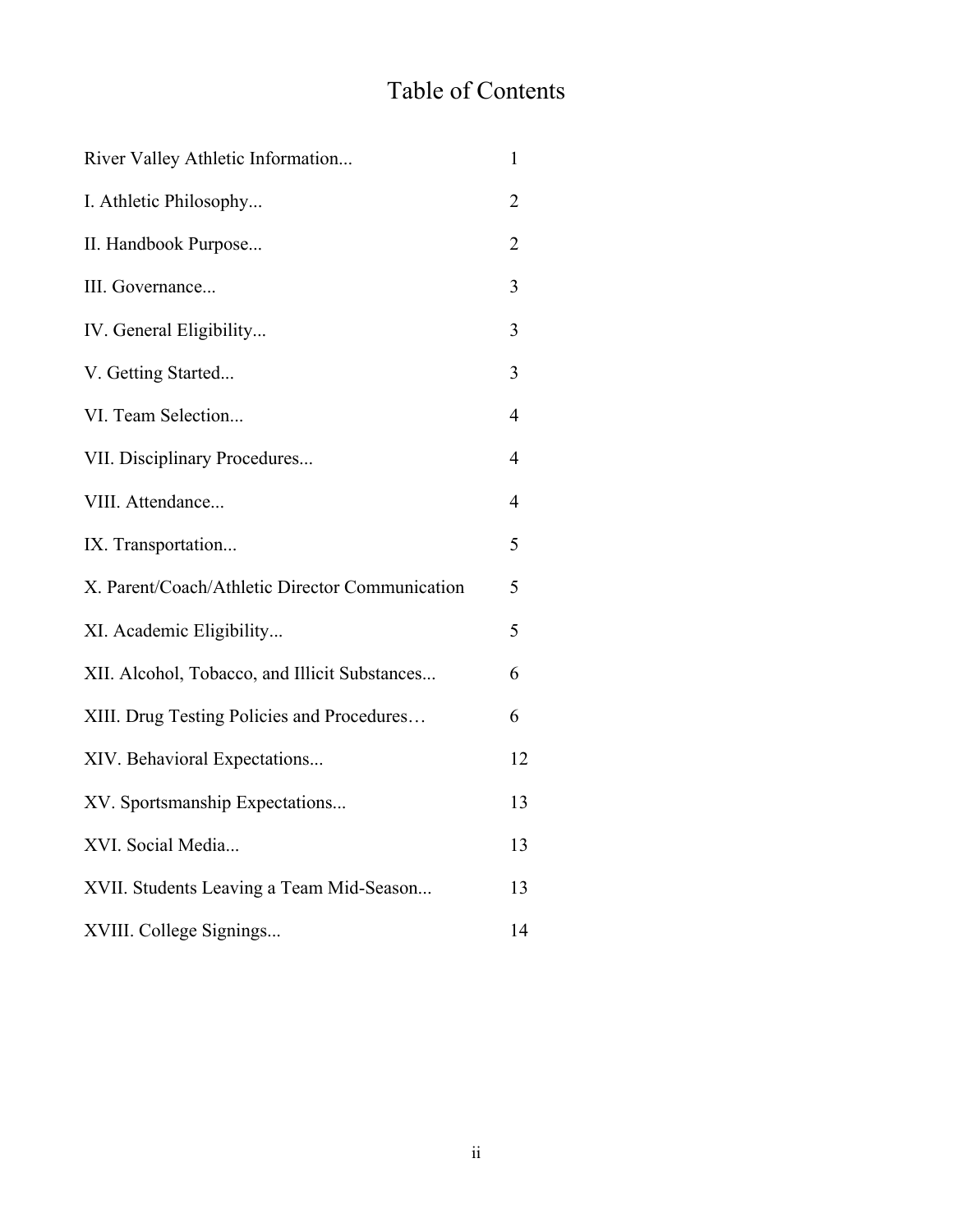# Table of Contents

| | |
|---|---|
| River Valley Athletic Information... | 1 |
| I. Athletic Philosophy... | 2 |
| II. Handbook Purpose... | 2 |
| III. Governance... | 3 |
| IV. General Eligibility... | 3 |
| V. Getting Started... | 3 |
| VI. Team Selection... | 4 |
| VII. Disciplinary Procedures... | 4 |
| VIII. Attendance... | 4 |
| IX. Transportation... | 5 |
| X. Parent/Coach/Athletic Director Communication | 5 |
| XI. Academic Eligibility... | 5 |
| XII. Alcohol, Tobacco, and Illicit Substances... | 6 |
| XIII. Drug Testing Policies and Procedures… | 6 |
| XIV. Behavioral Expectations... | 12 |
| XV. Sportsmanship Expectations... | 13 |
| XVI. Social Media... | 13 |
| XVII. Students Leaving a Team Mid-Season... | 13 |
| XVIII. College Signings... | 14 |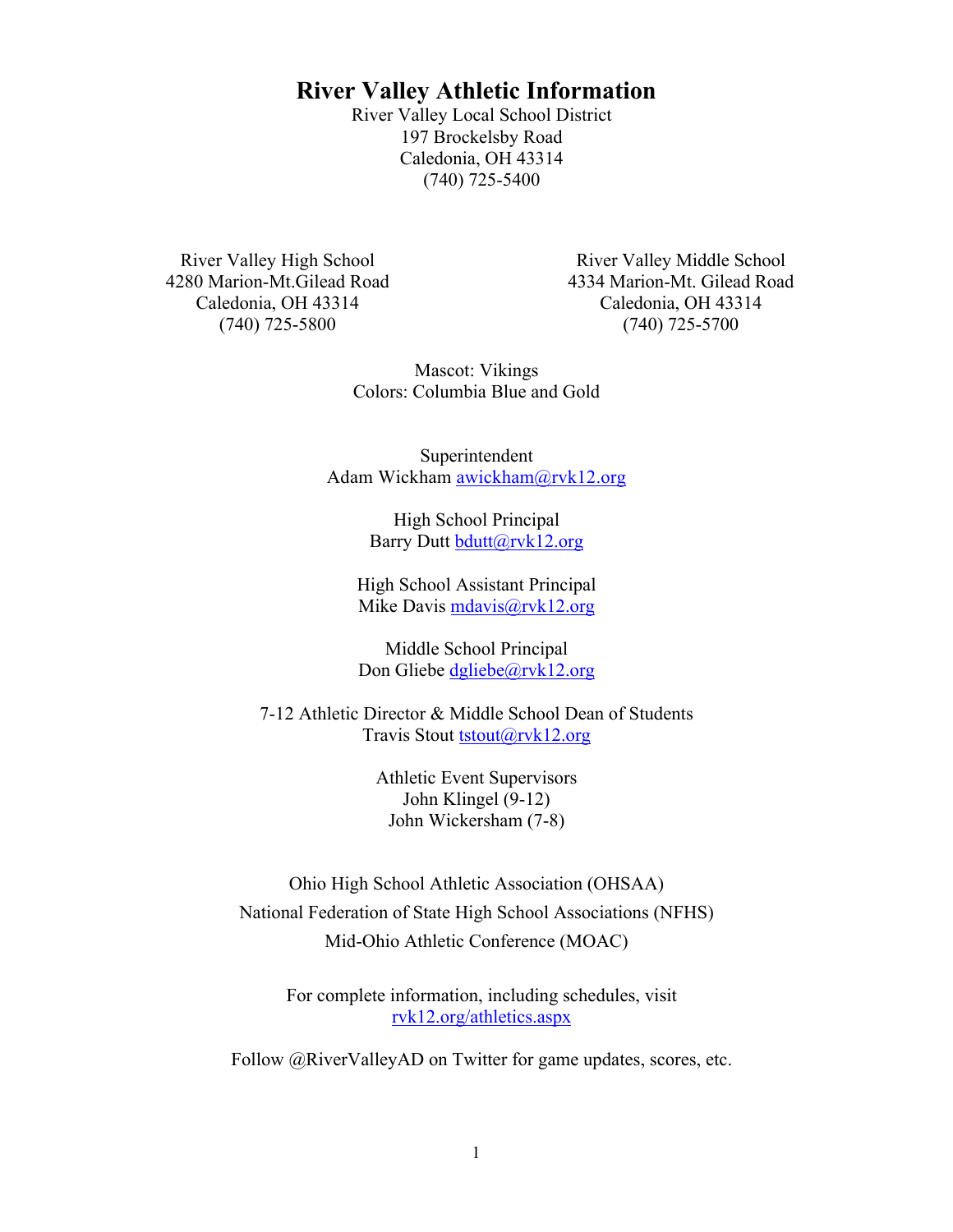# River Valley Athletic Information

River Valley Local School District
197 Brockelsby Road
Caledonia, OH 43314
(740) 725-5400

River Valley High School
4280 Marion-Mt.Gilead Road
Caledonia, OH 43314
(740) 725-5800

River Valley Middle School
4334 Marion-Mt. Gilead Road
Caledonia, OH 43314
(740) 725-5700

Mascot: Vikings
Colors: Columbia Blue and Gold

Superintendent
Adam Wickham awickham@rvk12.org

High School Principal
Barry Dutt bdutt@rvk12.org

High School Assistant Principal
Mike Davis mdavis@rvk12.org

Middle School Principal
Don Gliebe dgliebe@rvk12.org

7-12 Athletic Director & Middle School Dean of Students
Travis Stout tstout@rvk12.org

Athletic Event Supervisors
John Klingel (9-12)
John Wickersham (7-8)

Ohio High School Athletic Association (OHSAA)
National Federation of State High School Associations (NFHS)
Mid-Ohio Athletic Conference (MOAC)

For complete information, including schedules, visit
rvk12.org/athletics.aspx

Follow @RiverValleyAD on Twitter for game updates, scores, etc.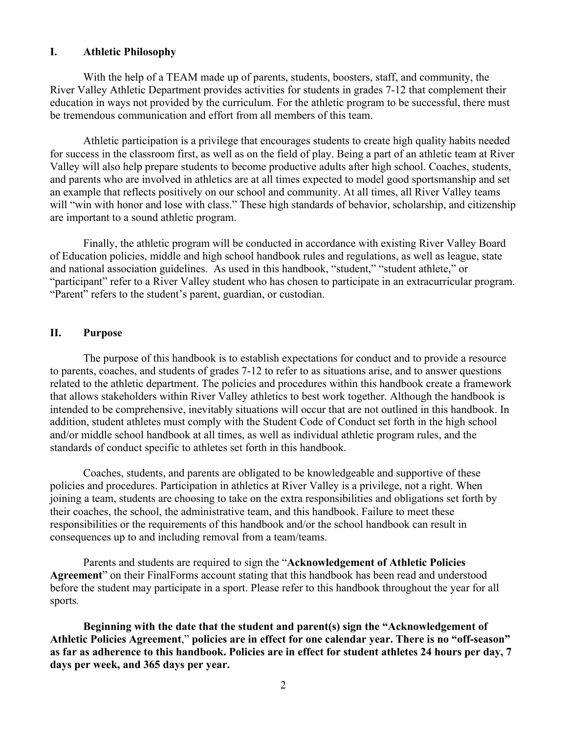## I. Athletic Philosophy

With the help of a TEAM made up of parents, students, boosters, staff, and community, the River Valley Athletic Department provides activities for students in grades 7-12 that complement their education in ways not provided by the curriculum. For the athletic program to be successful, there must be tremendous communication and effort from all members of this team.

Athletic participation is a privilege that encourages students to create high quality habits needed for success in the classroom first, as well as on the field of play. Being a part of an athletic team at River Valley will also help prepare students to become productive adults after high school. Coaches, students, and parents who are involved in athletics are at all times expected to model good sportsmanship and set an example that reflects positively on our school and community. At all times, all River Valley teams will "win with honor and lose with class." These high standards of behavior, scholarship, and citizenship are important to a sound athletic program.

Finally, the athletic program will be conducted in accordance with existing River Valley Board of Education policies, middle and high school handbook rules and regulations, as well as league, state and national association guidelines. As used in this handbook, "student," "student athlete," or "participant" refer to a River Valley student who has chosen to participate in an extracurricular program. "Parent" refers to the student's parent, guardian, or custodian.

## II. Purpose

The purpose of this handbook is to establish expectations for conduct and to provide a resource to parents, coaches, and students of grades 7-12 to refer to as situations arise, and to answer questions related to the athletic department. The policies and procedures within this handbook create a framework that allows stakeholders within River Valley athletics to best work together. Although the handbook is intended to be comprehensive, inevitably situations will occur that are not outlined in this handbook. In addition, student athletes must comply with the Student Code of Conduct set forth in the high school and/or middle school handbook at all times, as well as individual athletic program rules, and the standards of conduct specific to athletes set forth in this handbook.

Coaches, students, and parents are obligated to be knowledgeable and supportive of these policies and procedures. Participation in athletics at River Valley is a privilege, not a right. When joining a team, students are choosing to take on the extra responsibilities and obligations set forth by their coaches, the school, the administrative team, and this handbook. Failure to meet these responsibilities or the requirements of this handbook and/or the school handbook can result in consequences up to and including removal from a team/teams.

Parents and students are required to sign the "**Acknowledgement of Athletic Policies Agreement**" on their FinalForms account stating that this handbook has been read and understood before the student may participate in a sport. Please refer to this handbook throughout the year for all sports.

**Beginning with the date that the student and parent(s) sign the "Acknowledgement of Athletic Policies Agreement," policies are in effect for one calendar year. There is no "off-season" as far as adherence to this handbook. Policies are in effect for student athletes 24 hours per day, 7 days per week, and 365 days per year.**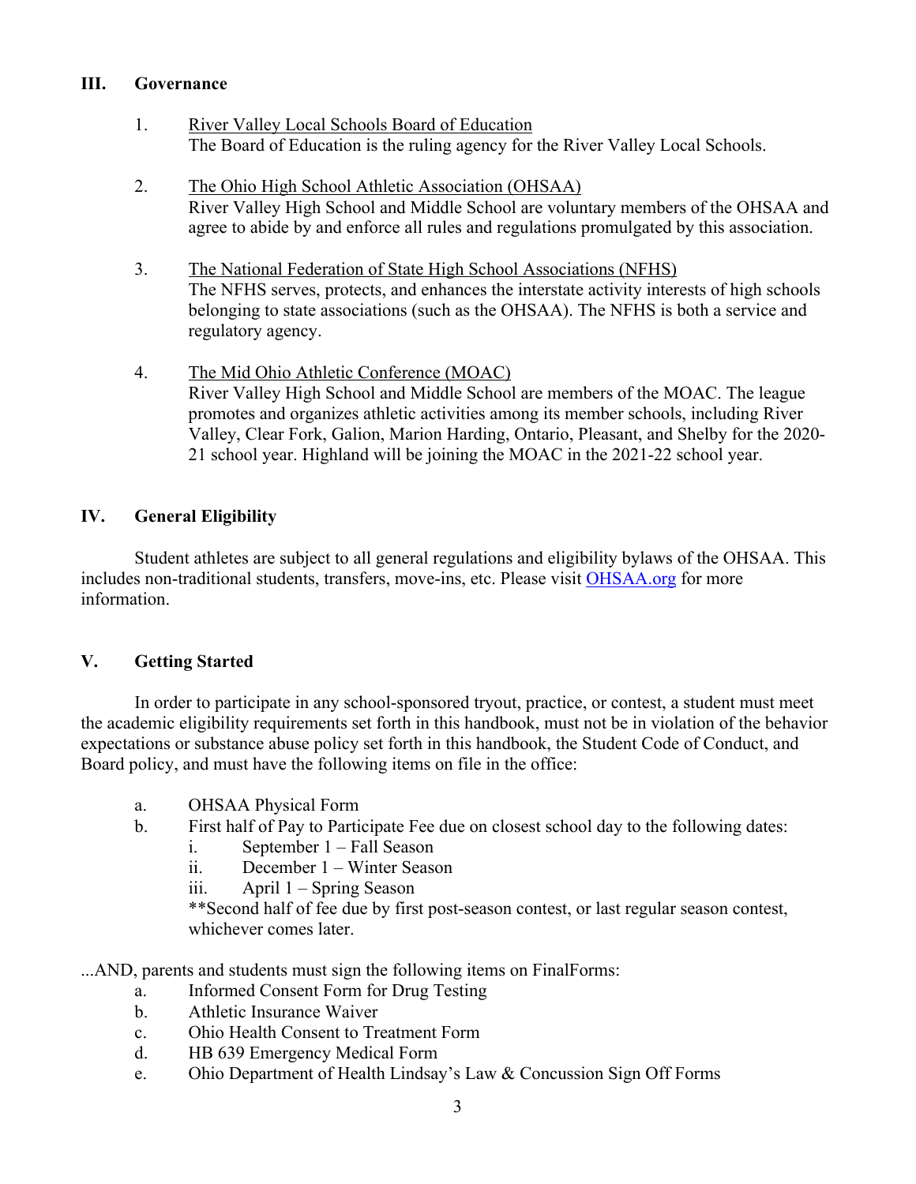## III. Governance

1. <u>River Valley Local Schools Board of Education</u>
   The Board of Education is the ruling agency for the River Valley Local Schools.

2. <u>The Ohio High School Athletic Association (OHSAA)</u>
   River Valley High School and Middle School are voluntary members of the OHSAA and agree to abide by and enforce all rules and regulations promulgated by this association.

3. <u>The National Federation of State High School Associations (NFHS)</u>
   The NFHS serves, protects, and enhances the interstate activity interests of high schools belonging to state associations (such as the OHSAA). The NFHS is both a service and regulatory agency.

4. <u>The Mid Ohio Athletic Conference (MOAC)</u>
   River Valley High School and Middle School are members of the MOAC. The league promotes and organizes athletic activities among its member schools, including River Valley, Clear Fork, Galion, Marion Harding, Ontario, Pleasant, and Shelby for the 2020-21 school year. Highland will be joining the MOAC in the 2021-22 school year.

## IV. General Eligibility

Student athletes are subject to all general regulations and eligibility bylaws of the OHSAA. This includes non-traditional students, transfers, move-ins, etc. Please visit [OHSAA.org](OHSAA.org) for more information.

## V. Getting Started

In order to participate in any school-sponsored tryout, practice, or contest, a student must meet the academic eligibility requirements set forth in this handbook, must not be in violation of the behavior expectations or substance abuse policy set forth in this handbook, the Student Code of Conduct, and Board policy, and must have the following items on file in the office:

a. OHSAA Physical Form
b. First half of Pay to Participate Fee due on closest school day to the following dates:
   i. September 1 – Fall Season
   ii. December 1 – Winter Season
   iii. April 1 – Spring Season

   **Second half of fee due by first post-season contest, or last regular season contest, whichever comes later.

...AND, parents and students must sign the following items on FinalForms:

a. Informed Consent Form for Drug Testing
b. Athletic Insurance Waiver
c. Ohio Health Consent to Treatment Form
d. HB 639 Emergency Medical Form
e. Ohio Department of Health Lindsay's Law & Concussion Sign Off Forms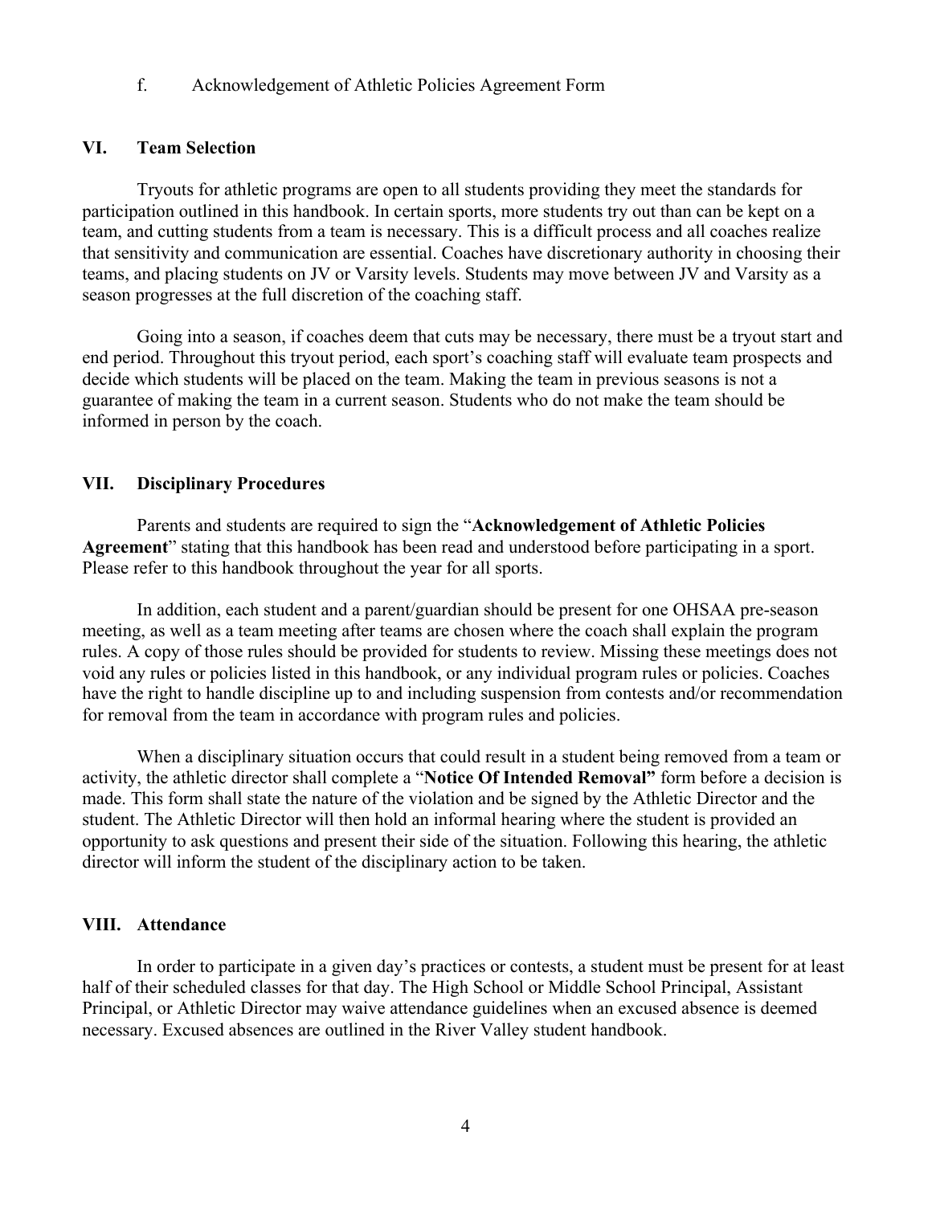f. Acknowledgement of Athletic Policies Agreement Form

## VI. Team Selection

Tryouts for athletic programs are open to all students providing they meet the standards for participation outlined in this handbook. In certain sports, more students try out than can be kept on a team, and cutting students from a team is necessary. This is a difficult process and all coaches realize that sensitivity and communication are essential. Coaches have discretionary authority in choosing their teams, and placing students on JV or Varsity levels. Students may move between JV and Varsity as a season progresses at the full discretion of the coaching staff.

Going into a season, if coaches deem that cuts may be necessary, there must be a tryout start and end period. Throughout this tryout period, each sport's coaching staff will evaluate team prospects and decide which students will be placed on the team. Making the team in previous seasons is not a guarantee of making the team in a current season. Students who do not make the team should be informed in person by the coach.

## VII. Disciplinary Procedures

Parents and students are required to sign the "**Acknowledgement of Athletic Policies Agreement**" stating that this handbook has been read and understood before participating in a sport. Please refer to this handbook throughout the year for all sports.

In addition, each student and a parent/guardian should be present for one OHSAA pre-season meeting, as well as a team meeting after teams are chosen where the coach shall explain the program rules. A copy of those rules should be provided for students to review. Missing these meetings does not void any rules or policies listed in this handbook, or any individual program rules or policies. Coaches have the right to handle discipline up to and including suspension from contests and/or recommendation for removal from the team in accordance with program rules and policies.

When a disciplinary situation occurs that could result in a student being removed from a team or activity, the athletic director shall complete a "**Notice Of Intended Removal"** form before a decision is made. This form shall state the nature of the violation and be signed by the Athletic Director and the student. The Athletic Director will then hold an informal hearing where the student is provided an opportunity to ask questions and present their side of the situation. Following this hearing, the athletic director will inform the student of the disciplinary action to be taken.

## VIII. Attendance

In order to participate in a given day's practices or contests, a student must be present for at least half of their scheduled classes for that day. The High School or Middle School Principal, Assistant Principal, or Athletic Director may waive attendance guidelines when an excused absence is deemed necessary. Excused absences are outlined in the River Valley student handbook.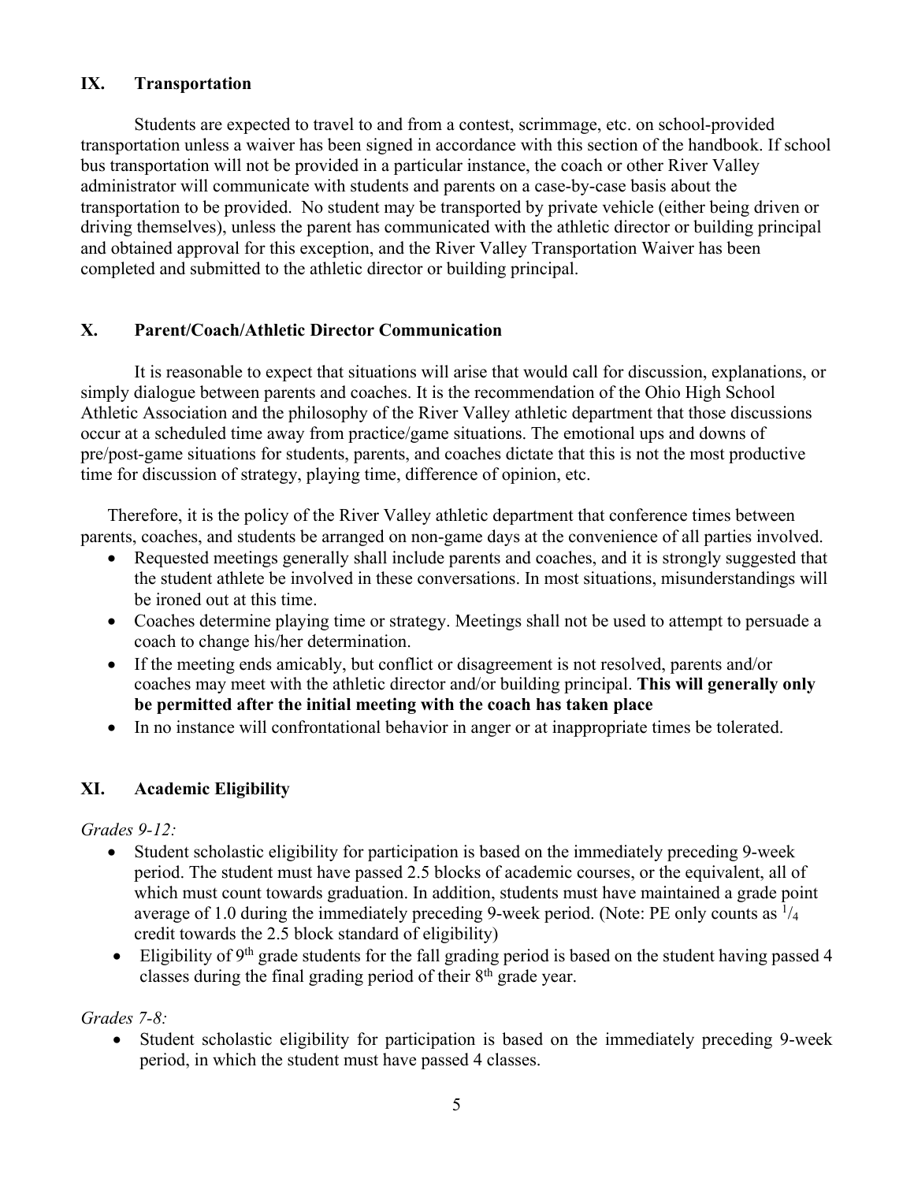## IX. Transportation

Students are expected to travel to and from a contest, scrimmage, etc. on school-provided transportation unless a waiver has been signed in accordance with this section of the handbook. If school bus transportation will not be provided in a particular instance, the coach or other River Valley administrator will communicate with students and parents on a case-by-case basis about the transportation to be provided. No student may be transported by private vehicle (either being driven or driving themselves), unless the parent has communicated with the athletic director or building principal and obtained approval for this exception, and the River Valley Transportation Waiver has been completed and submitted to the athletic director or building principal.

## X. Parent/Coach/Athletic Director Communication

It is reasonable to expect that situations will arise that would call for discussion, explanations, or simply dialogue between parents and coaches. It is the recommendation of the Ohio High School Athletic Association and the philosophy of the River Valley athletic department that those discussions occur at a scheduled time away from practice/game situations. The emotional ups and downs of pre/post-game situations for students, parents, and coaches dictate that this is not the most productive time for discussion of strategy, playing time, difference of opinion, etc.

Therefore, it is the policy of the River Valley athletic department that conference times between parents, coaches, and students be arranged on non-game days at the convenience of all parties involved.

- Requested meetings generally shall include parents and coaches, and it is strongly suggested that the student athlete be involved in these conversations. In most situations, misunderstandings will be ironed out at this time.
- Coaches determine playing time or strategy. Meetings shall not be used to attempt to persuade a coach to change his/her determination.
- If the meeting ends amicably, but conflict or disagreement is not resolved, parents and/or coaches may meet with the athletic director and/or building principal. **This will generally only be permitted after the initial meeting with the coach has taken place**
- In no instance will confrontational behavior in anger or at inappropriate times be tolerated.

## XI. Academic Eligibility

*Grades 9-12:*

- Student scholastic eligibility for participation is based on the immediately preceding 9-week period. The student must have passed 2.5 blocks of academic courses, or the equivalent, all of which must count towards graduation. In addition, students must have maintained a grade point average of 1.0 during the immediately preceding 9-week period. (Note: PE only counts as $^1/_4$ credit towards the 2.5 block standard of eligibility)
- Eligibility of 9th grade students for the fall grading period is based on the student having passed 4 classes during the final grading period of their 8th grade year.

*Grades 7-8:*

- Student scholastic eligibility for participation is based on the immediately preceding 9-week period, in which the student must have passed 4 classes.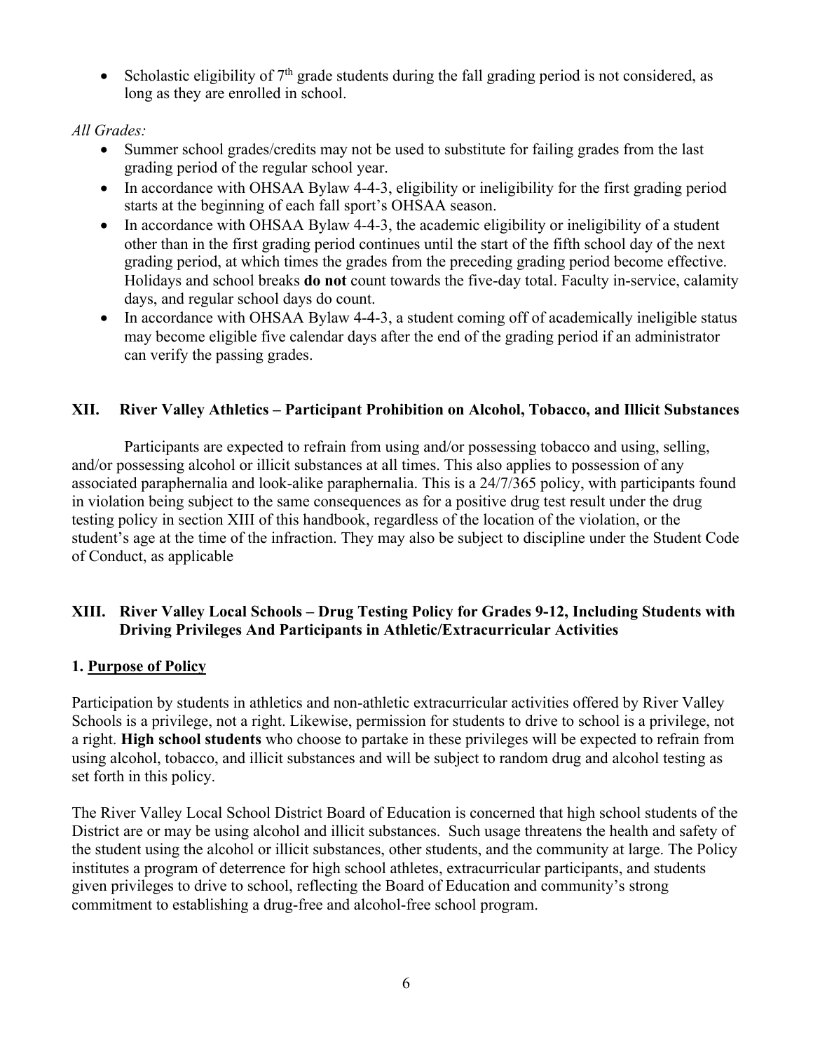- Scholastic eligibility of 7th grade students during the fall grading period is not considered, as long as they are enrolled in school.

*All Grades:*

- Summer school grades/credits may not be used to substitute for failing grades from the last grading period of the regular school year.
- In accordance with OHSAA Bylaw 4-4-3, eligibility or ineligibility for the first grading period starts at the beginning of each fall sport's OHSAA season.
- In accordance with OHSAA Bylaw 4-4-3, the academic eligibility or ineligibility of a student other than in the first grading period continues until the start of the fifth school day of the next grading period, at which times the grades from the preceding grading period become effective. Holidays and school breaks **do not** count towards the five-day total. Faculty in-service, calamity days, and regular school days do count.
- In accordance with OHSAA Bylaw 4-4-3, a student coming off of academically ineligible status may become eligible five calendar days after the end of the grading period if an administrator can verify the passing grades.

## XII. River Valley Athletics – Participant Prohibition on Alcohol, Tobacco, and Illicit Substances

Participants are expected to refrain from using and/or possessing tobacco and using, selling, and/or possessing alcohol or illicit substances at all times. This also applies to possession of any associated paraphernalia and look-alike paraphernalia. This is a 24/7/365 policy, with participants found in violation being subject to the same consequences as for a positive drug test result under the drug testing policy in section XIII of this handbook, regardless of the location of the violation, or the student's age at the time of the infraction. They may also be subject to discipline under the Student Code of Conduct, as applicable

## XIII. River Valley Local Schools – Drug Testing Policy for Grades 9-12, Including Students with Driving Privileges And Participants in Athletic/Extracurricular Activities

### 1. Purpose of Policy

Participation by students in athletics and non-athletic extracurricular activities offered by River Valley Schools is a privilege, not a right. Likewise, permission for students to drive to school is a privilege, not a right. **High school students** who choose to partake in these privileges will be expected to refrain from using alcohol, tobacco, and illicit substances and will be subject to random drug and alcohol testing as set forth in this policy.

The River Valley Local School District Board of Education is concerned that high school students of the District are or may be using alcohol and illicit substances. Such usage threatens the health and safety of the student using the alcohol or illicit substances, other students, and the community at large. The Policy institutes a program of deterrence for high school athletes, extracurricular participants, and students given privileges to drive to school, reflecting the Board of Education and community's strong commitment to establishing a drug-free and alcohol-free school program.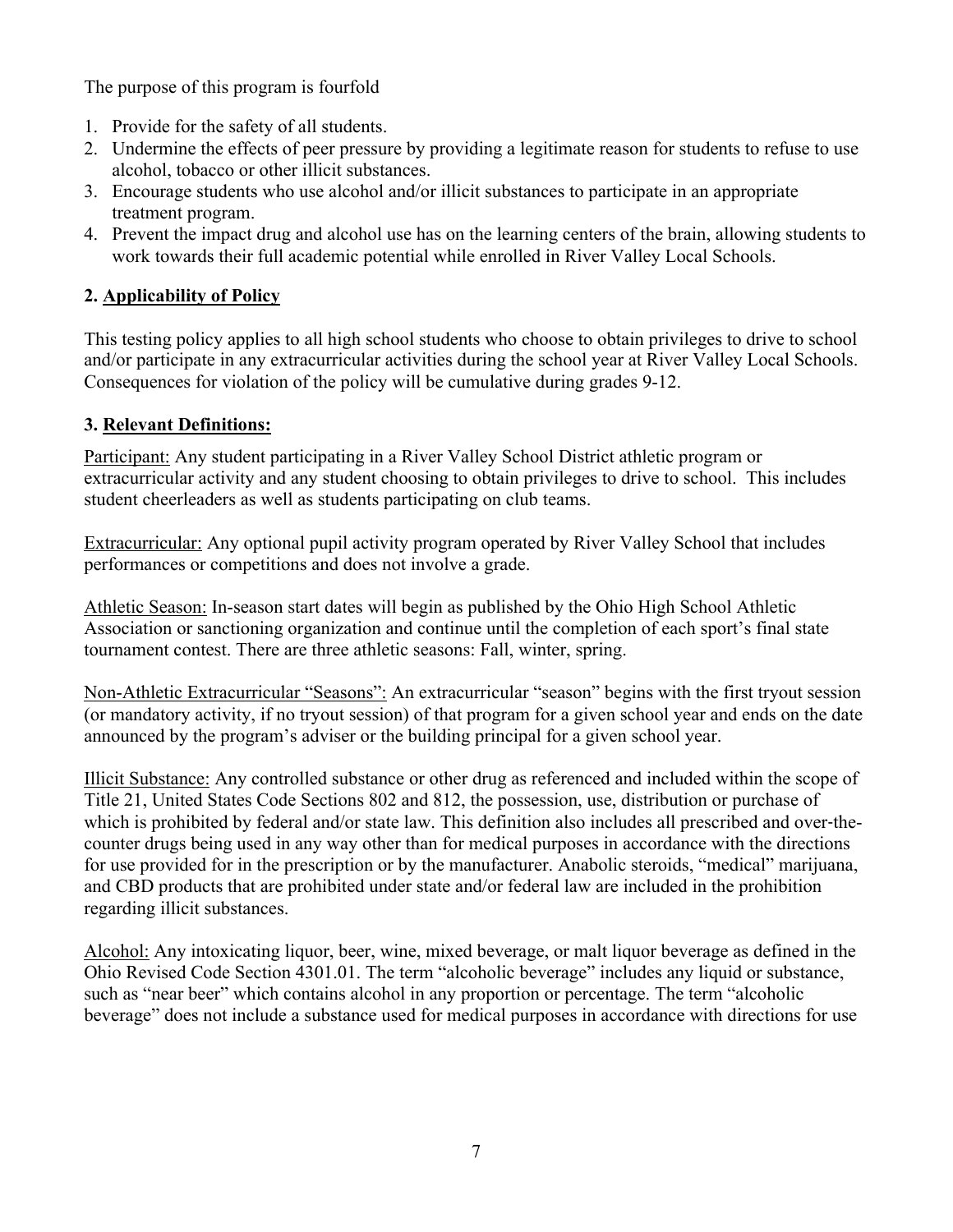The purpose of this program is fourfold

1. Provide for the safety of all students.
2. Undermine the effects of peer pressure by providing a legitimate reason for students to refuse to use alcohol, tobacco or other illicit substances.
3. Encourage students who use alcohol and/or illicit substances to participate in an appropriate treatment program.
4. Prevent the impact drug and alcohol use has on the learning centers of the brain, allowing students to work towards their full academic potential while enrolled in River Valley Local Schools.

**2. <u>Applicability of Policy</u>**

This testing policy applies to all high school students who choose to obtain privileges to drive to school and/or participate in any extracurricular activities during the school year at River Valley Local Schools. Consequences for violation of the policy will be cumulative during grades 9-12.

**3. <u>Relevant Definitions:</u>**

<u>Participant:</u> Any student participating in a River Valley School District athletic program or extracurricular activity and any student choosing to obtain privileges to drive to school. This includes student cheerleaders as well as students participating on club teams.

<u>Extracurricular:</u> Any optional pupil activity program operated by River Valley School that includes performances or competitions and does not involve a grade.

<u>Athletic Season:</u> In-season start dates will begin as published by the Ohio High School Athletic Association or sanctioning organization and continue until the completion of each sport's final state tournament contest. There are three athletic seasons: Fall, winter, spring.

<u>Non-Athletic Extracurricular "Seasons":</u> An extracurricular "season" begins with the first tryout session (or mandatory activity, if no tryout session) of that program for a given school year and ends on the date announced by the program's adviser or the building principal for a given school year.

<u>Illicit Substance:</u> Any controlled substance or other drug as referenced and included within the scope of Title 21, United States Code Sections 802 and 812, the possession, use, distribution or purchase of which is prohibited by federal and/or state law. This definition also includes all prescribed and over-the-counter drugs being used in any way other than for medical purposes in accordance with the directions for use provided for in the prescription or by the manufacturer. Anabolic steroids, "medical" marijuana, and CBD products that are prohibited under state and/or federal law are included in the prohibition regarding illicit substances.

<u>Alcohol:</u> Any intoxicating liquor, beer, wine, mixed beverage, or malt liquor beverage as defined in the Ohio Revised Code Section 4301.01. The term "alcoholic beverage" includes any liquid or substance, such as "near beer" which contains alcohol in any proportion or percentage. The term "alcoholic beverage" does not include a substance used for medical purposes in accordance with directions for use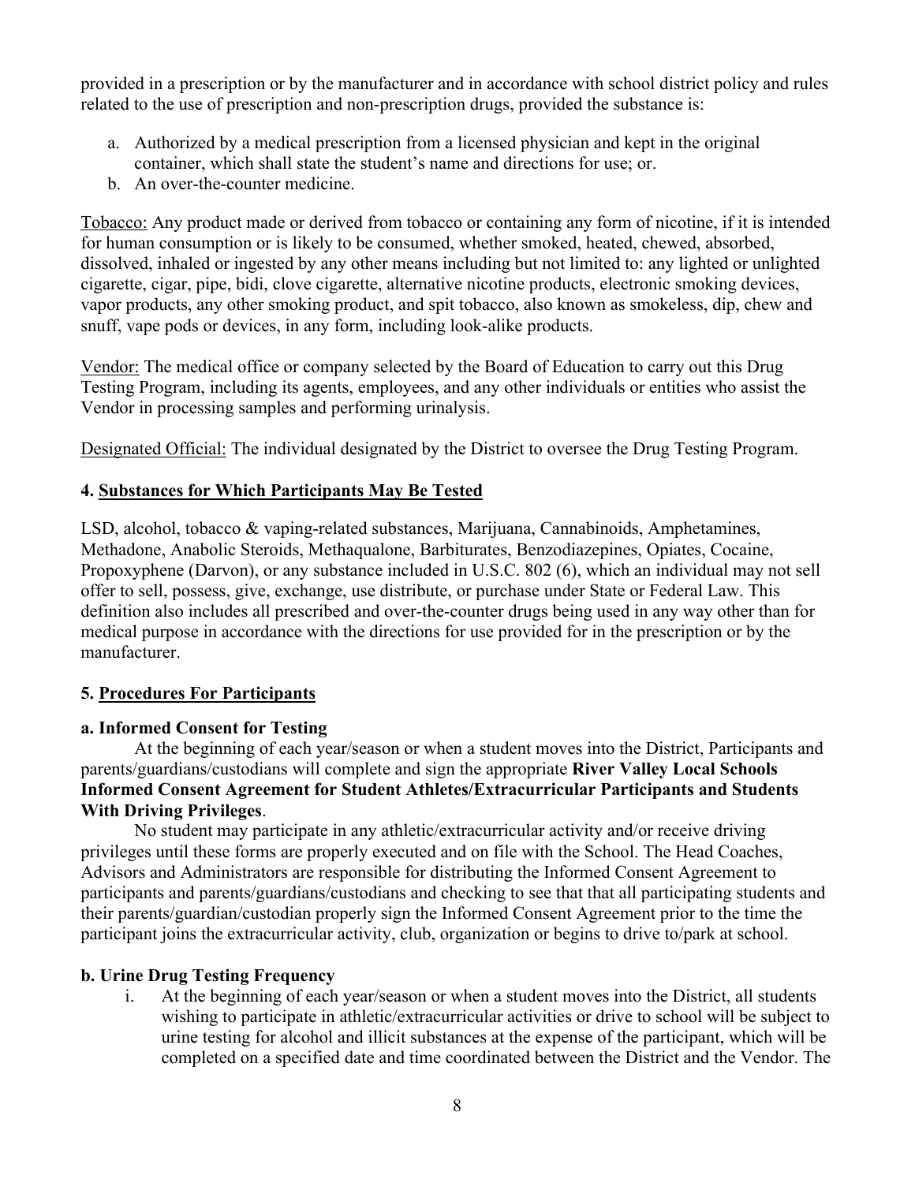provided in a prescription or by the manufacturer and in accordance with school district policy and rules related to the use of prescription and non-prescription drugs, provided the substance is:

a. Authorized by a medical prescription from a licensed physician and kept in the original container, which shall state the student's name and directions for use; or.
b. An over-the-counter medicine.

Tobacco: Any product made or derived from tobacco or containing any form of nicotine, if it is intended for human consumption or is likely to be consumed, whether smoked, heated, chewed, absorbed, dissolved, inhaled or ingested by any other means including but not limited to: any lighted or unlighted cigarette, cigar, pipe, bidi, clove cigarette, alternative nicotine products, electronic smoking devices, vapor products, any other smoking product, and spit tobacco, also known as smokeless, dip, chew and snuff, vape pods or devices, in any form, including look-alike products.

Vendor: The medical office or company selected by the Board of Education to carry out this Drug Testing Program, including its agents, employees, and any other individuals or entities who assist the Vendor in processing samples and performing urinalysis.

Designated Official: The individual designated by the District to oversee the Drug Testing Program.

**4. Substances for Which Participants May Be Tested**

LSD, alcohol, tobacco & vaping-related substances, Marijuana, Cannabinoids, Amphetamines, Methadone, Anabolic Steroids, Methaqualone, Barbiturates, Benzodiazepines, Opiates, Cocaine, Propoxyphene (Darvon), or any substance included in U.S.C. 802 (6), which an individual may not sell offer to sell, possess, give, exchange, use distribute, or purchase under State or Federal Law. This definition also includes all prescribed and over-the-counter drugs being used in any way other than for medical purpose in accordance with the directions for use provided for in the prescription or by the manufacturer.

**5. Procedures For Participants**

**a. Informed Consent for Testing**

At the beginning of each year/season or when a student moves into the District, Participants and parents/guardians/custodians will complete and sign the appropriate **River Valley Local Schools Informed Consent Agreement for Student Athletes/Extracurricular Participants and Students With Driving Privileges**.

No student may participate in any athletic/extracurricular activity and/or receive driving privileges until these forms are properly executed and on file with the School. The Head Coaches, Advisors and Administrators are responsible for distributing the Informed Consent Agreement to participants and parents/guardians/custodians and checking to see that that all participating students and their parents/guardian/custodian properly sign the Informed Consent Agreement prior to the time the participant joins the extracurricular activity, club, organization or begins to drive to/park at school.

**b. Urine Drug Testing Frequency**

i. At the beginning of each year/season or when a student moves into the District, all students wishing to participate in athletic/extracurricular activities or drive to school will be subject to urine testing for alcohol and illicit substances at the expense of the participant, which will be completed on a specified date and time coordinated between the District and the Vendor. The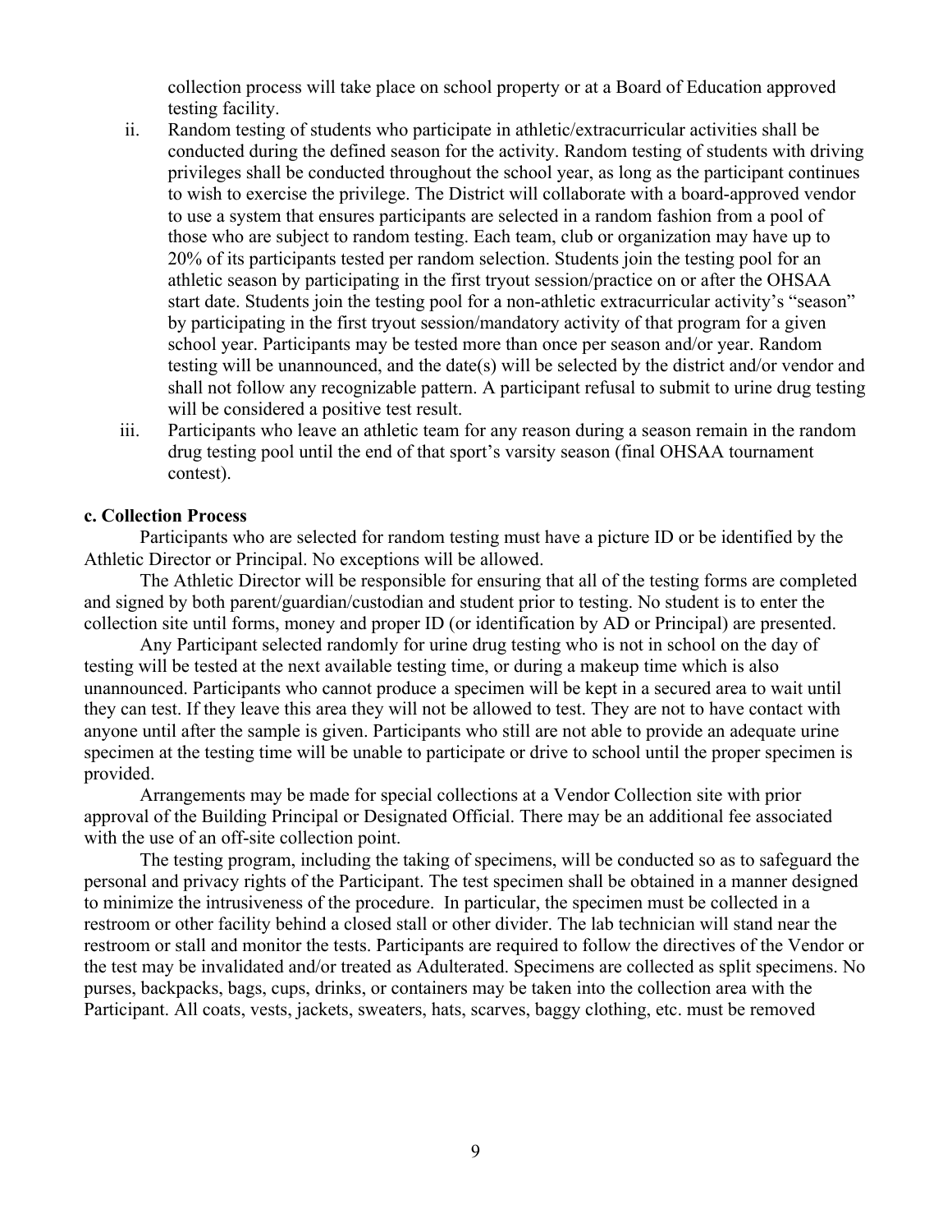collection process will take place on school property or at a Board of Education approved testing facility.

ii. Random testing of students who participate in athletic/extracurricular activities shall be conducted during the defined season for the activity. Random testing of students with driving privileges shall be conducted throughout the school year, as long as the participant continues to wish to exercise the privilege. The District will collaborate with a board-approved vendor to use a system that ensures participants are selected in a random fashion from a pool of those who are subject to random testing. Each team, club or organization may have up to 20% of its participants tested per random selection. Students join the testing pool for an athletic season by participating in the first tryout session/practice on or after the OHSAA start date. Students join the testing pool for a non-athletic extracurricular activity's "season" by participating in the first tryout session/mandatory activity of that program for a given school year. Participants may be tested more than once per season and/or year. Random testing will be unannounced, and the date(s) will be selected by the district and/or vendor and shall not follow any recognizable pattern. A participant refusal to submit to urine drug testing will be considered a positive test result.

iii. Participants who leave an athletic team for any reason during a season remain in the random drug testing pool until the end of that sport's varsity season (final OHSAA tournament contest).

**c. Collection Process**

Participants who are selected for random testing must have a picture ID or be identified by the Athletic Director or Principal. No exceptions will be allowed.

The Athletic Director will be responsible for ensuring that all of the testing forms are completed and signed by both parent/guardian/custodian and student prior to testing. No student is to enter the collection site until forms, money and proper ID (or identification by AD or Principal) are presented.

Any Participant selected randomly for urine drug testing who is not in school on the day of testing will be tested at the next available testing time, or during a makeup time which is also unannounced. Participants who cannot produce a specimen will be kept in a secured area to wait until they can test. If they leave this area they will not be allowed to test. They are not to have contact with anyone until after the sample is given. Participants who still are not able to provide an adequate urine specimen at the testing time will be unable to participate or drive to school until the proper specimen is provided.

Arrangements may be made for special collections at a Vendor Collection site with prior approval of the Building Principal or Designated Official. There may be an additional fee associated with the use of an off-site collection point.

The testing program, including the taking of specimens, will be conducted so as to safeguard the personal and privacy rights of the Participant. The test specimen shall be obtained in a manner designed to minimize the intrusiveness of the procedure. In particular, the specimen must be collected in a restroom or other facility behind a closed stall or other divider. The lab technician will stand near the restroom or stall and monitor the tests. Participants are required to follow the directives of the Vendor or the test may be invalidated and/or treated as Adulterated. Specimens are collected as split specimens. No purses, backpacks, bags, cups, drinks, or containers may be taken into the collection area with the Participant. All coats, vests, jackets, sweaters, hats, scarves, baggy clothing, etc. must be removed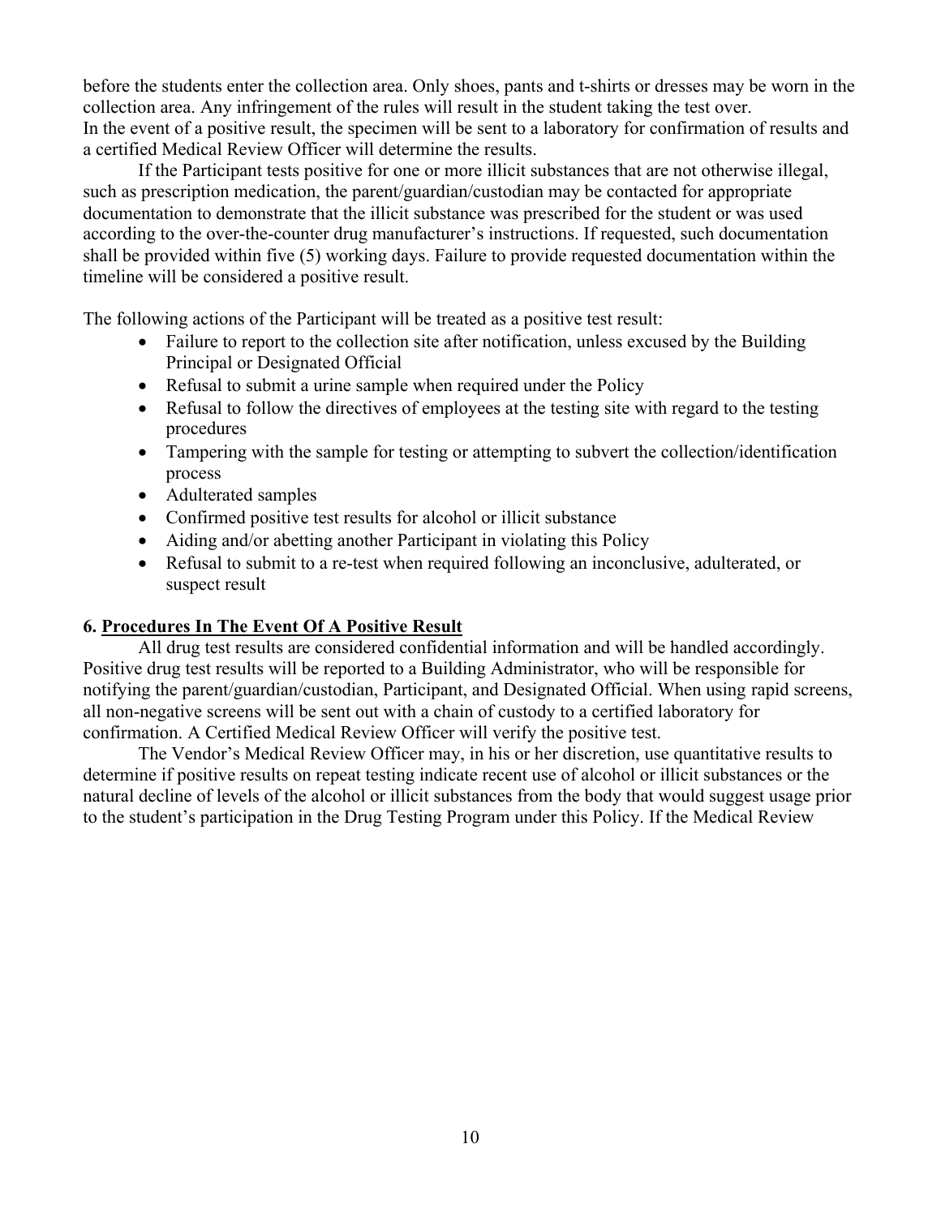before the students enter the collection area. Only shoes, pants and t-shirts or dresses may be worn in the collection area. Any infringement of the rules will result in the student taking the test over. In the event of a positive result, the specimen will be sent to a laboratory for confirmation of results and a certified Medical Review Officer will determine the results.

If the Participant tests positive for one or more illicit substances that are not otherwise illegal, such as prescription medication, the parent/guardian/custodian may be contacted for appropriate documentation to demonstrate that the illicit substance was prescribed for the student or was used according to the over-the-counter drug manufacturer's instructions. If requested, such documentation shall be provided within five (5) working days. Failure to provide requested documentation within the timeline will be considered a positive result.

The following actions of the Participant will be treated as a positive test result:

- Failure to report to the collection site after notification, unless excused by the Building Principal or Designated Official
- Refusal to submit a urine sample when required under the Policy
- Refusal to follow the directives of employees at the testing site with regard to the testing procedures
- Tampering with the sample for testing or attempting to subvert the collection/identification process
- Adulterated samples
- Confirmed positive test results for alcohol or illicit substance
- Aiding and/or abetting another Participant in violating this Policy
- Refusal to submit to a re-test when required following an inconclusive, adulterated, or suspect result

### 6. Procedures In The Event Of A Positive Result

All drug test results are considered confidential information and will be handled accordingly. Positive drug test results will be reported to a Building Administrator, who will be responsible for notifying the parent/guardian/custodian, Participant, and Designated Official. When using rapid screens, all non-negative screens will be sent out with a chain of custody to a certified laboratory for confirmation. A Certified Medical Review Officer will verify the positive test.

The Vendor's Medical Review Officer may, in his or her discretion, use quantitative results to determine if positive results on repeat testing indicate recent use of alcohol or illicit substances or the natural decline of levels of the alcohol or illicit substances from the body that would suggest usage prior to the student's participation in the Drug Testing Program under this Policy. If the Medical Review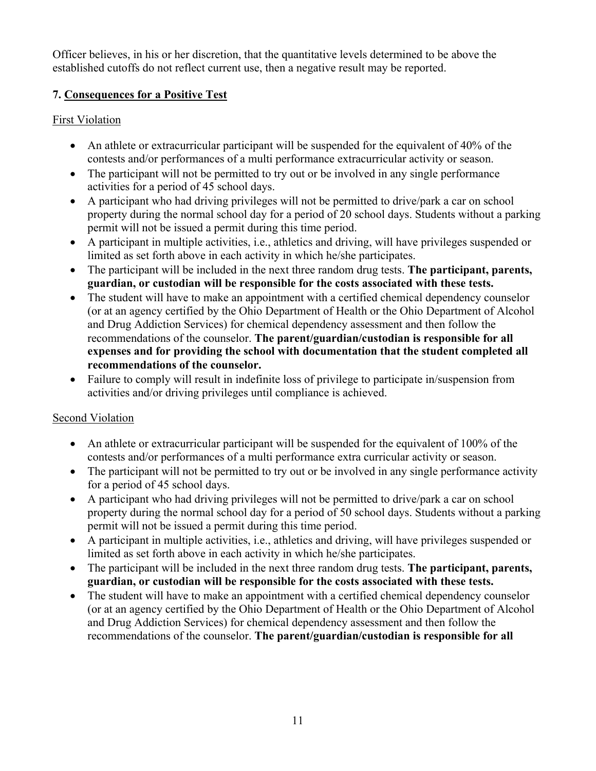Officer believes, in his or her discretion, that the quantitative levels determined to be above the established cutoffs do not reflect current use, then a negative result may be reported.

### 7. Consequences for a Positive Test

First Violation

- An athlete or extracurricular participant will be suspended for the equivalent of 40% of the contests and/or performances of a multi performance extracurricular activity or season.
- The participant will not be permitted to try out or be involved in any single performance activities for a period of 45 school days.
- A participant who had driving privileges will not be permitted to drive/park a car on school property during the normal school day for a period of 20 school days. Students without a parking permit will not be issued a permit during this time period.
- A participant in multiple activities, i.e., athletics and driving, will have privileges suspended or limited as set forth above in each activity in which he/she participates.
- The participant will be included in the next three random drug tests. **The participant, parents, guardian, or custodian will be responsible for the costs associated with these tests.**
- The student will have to make an appointment with a certified chemical dependency counselor (or at an agency certified by the Ohio Department of Health or the Ohio Department of Alcohol and Drug Addiction Services) for chemical dependency assessment and then follow the recommendations of the counselor. **The parent/guardian/custodian is responsible for all expenses and for providing the school with documentation that the student completed all recommendations of the counselor.**
- Failure to comply will result in indefinite loss of privilege to participate in/suspension from activities and/or driving privileges until compliance is achieved.

Second Violation

- An athlete or extracurricular participant will be suspended for the equivalent of 100% of the contests and/or performances of a multi performance extra curricular activity or season.
- The participant will not be permitted to try out or be involved in any single performance activity for a period of 45 school days.
- A participant who had driving privileges will not be permitted to drive/park a car on school property during the normal school day for a period of 50 school days. Students without a parking permit will not be issued a permit during this time period.
- A participant in multiple activities, i.e., athletics and driving, will have privileges suspended or limited as set forth above in each activity in which he/she participates.
- The participant will be included in the next three random drug tests. **The participant, parents, guardian, or custodian will be responsible for the costs associated with these tests.**
- The student will have to make an appointment with a certified chemical dependency counselor (or at an agency certified by the Ohio Department of Health or the Ohio Department of Alcohol and Drug Addiction Services) for chemical dependency assessment and then follow the recommendations of the counselor. **The parent/guardian/custodian is responsible for all**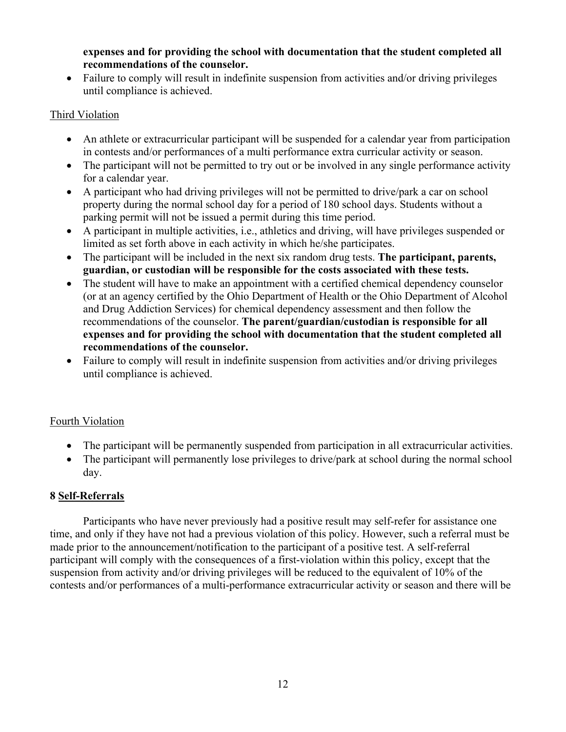**expenses and for providing the school with documentation that the student completed all recommendations of the counselor.**

- Failure to comply will result in indefinite suspension from activities and/or driving privileges until compliance is achieved.

Third Violation

- An athlete or extracurricular participant will be suspended for a calendar year from participation in contests and/or performances of a multi performance extra curricular activity or season.
- The participant will not be permitted to try out or be involved in any single performance activity for a calendar year.
- A participant who had driving privileges will not be permitted to drive/park a car on school property during the normal school day for a period of 180 school days. Students without a parking permit will not be issued a permit during this time period.
- A participant in multiple activities, i.e., athletics and driving, will have privileges suspended or limited as set forth above in each activity in which he/she participates.
- The participant will be included in the next six random drug tests. **The participant, parents, guardian, or custodian will be responsible for the costs associated with these tests.**
- The student will have to make an appointment with a certified chemical dependency counselor (or at an agency certified by the Ohio Department of Health or the Ohio Department of Alcohol and Drug Addiction Services) for chemical dependency assessment and then follow the recommendations of the counselor. **The parent/guardian/custodian is responsible for all expenses and for providing the school with documentation that the student completed all recommendations of the counselor.**
- Failure to comply will result in indefinite suspension from activities and/or driving privileges until compliance is achieved.

Fourth Violation

- The participant will be permanently suspended from participation in all extracurricular activities.
- The participant will permanently lose privileges to drive/park at school during the normal school day.

**8 Self-Referrals**

Participants who have never previously had a positive result may self-refer for assistance one time, and only if they have not had a previous violation of this policy. However, such a referral must be made prior to the announcement/notification to the participant of a positive test. A self-referral participant will comply with the consequences of a first-violation within this policy, except that the suspension from activity and/or driving privileges will be reduced to the equivalent of 10% of the contests and/or performances of a multi-performance extracurricular activity or season and there will be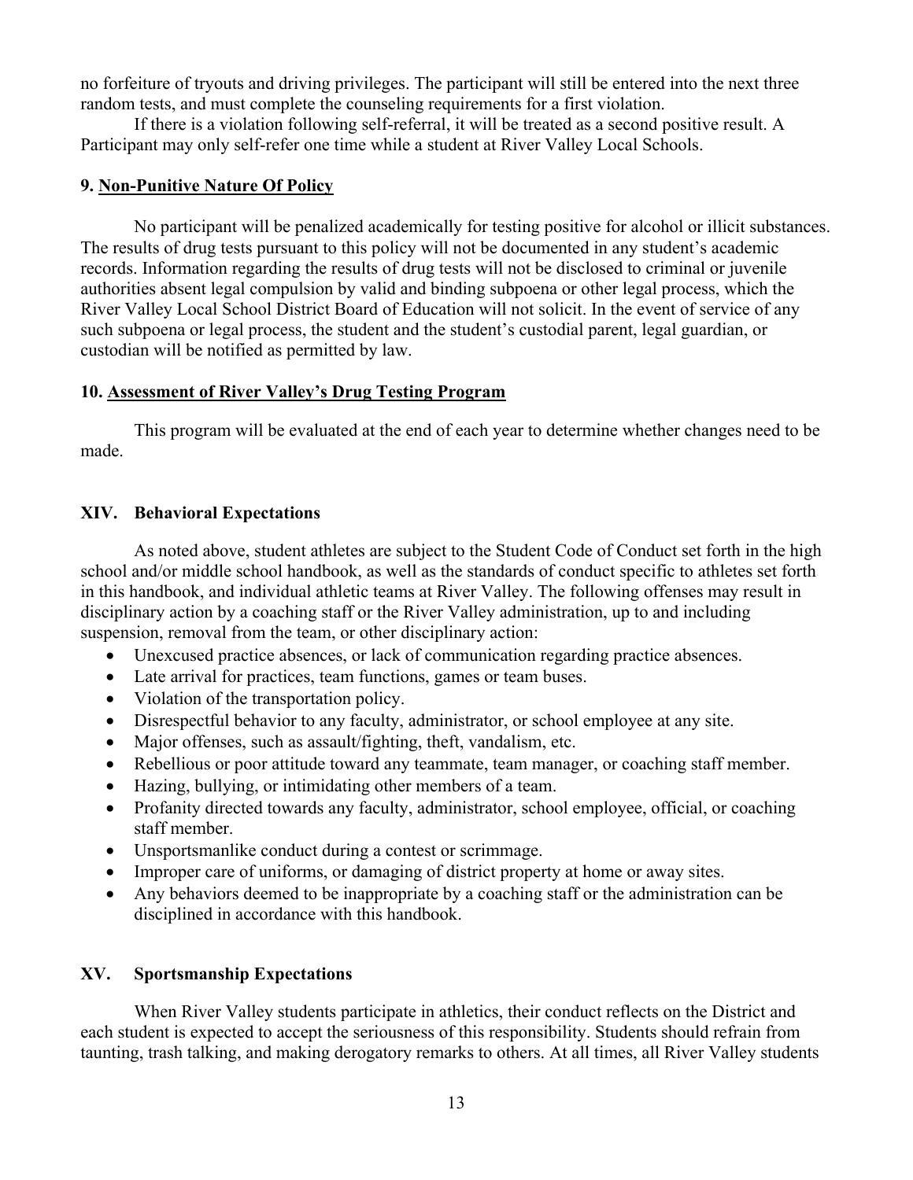no forfeiture of tryouts and driving privileges. The participant will still be entered into the next three random tests, and must complete the counseling requirements for a first violation.

If there is a violation following self-referral, it will be treated as a second positive result. A Participant may only self-refer one time while a student at River Valley Local Schools.

### 9. Non-Punitive Nature Of Policy

No participant will be penalized academically for testing positive for alcohol or illicit substances. The results of drug tests pursuant to this policy will not be documented in any student's academic records. Information regarding the results of drug tests will not be disclosed to criminal or juvenile authorities absent legal compulsion by valid and binding subpoena or other legal process, which the River Valley Local School District Board of Education will not solicit. In the event of service of any such subpoena or legal process, the student and the student's custodial parent, legal guardian, or custodian will be notified as permitted by law.

### 10. Assessment of River Valley's Drug Testing Program

This program will be evaluated at the end of each year to determine whether changes need to be made.

## XIV. Behavioral Expectations

As noted above, student athletes are subject to the Student Code of Conduct set forth in the high school and/or middle school handbook, as well as the standards of conduct specific to athletes set forth in this handbook, and individual athletic teams at River Valley. The following offenses may result in disciplinary action by a coaching staff or the River Valley administration, up to and including suspension, removal from the team, or other disciplinary action:

- Unexcused practice absences, or lack of communication regarding practice absences.
- Late arrival for practices, team functions, games or team buses.
- Violation of the transportation policy.
- Disrespectful behavior to any faculty, administrator, or school employee at any site.
- Major offenses, such as assault/fighting, theft, vandalism, etc.
- Rebellious or poor attitude toward any teammate, team manager, or coaching staff member.
- Hazing, bullying, or intimidating other members of a team.
- Profanity directed towards any faculty, administrator, school employee, official, or coaching staff member.
- Unsportsmanlike conduct during a contest or scrimmage.
- Improper care of uniforms, or damaging of district property at home or away sites.
- Any behaviors deemed to be inappropriate by a coaching staff or the administration can be disciplined in accordance with this handbook.

## XV. Sportsmanship Expectations

When River Valley students participate in athletics, their conduct reflects on the District and each student is expected to accept the seriousness of this responsibility. Students should refrain from taunting, trash talking, and making derogatory remarks to others. At all times, all River Valley students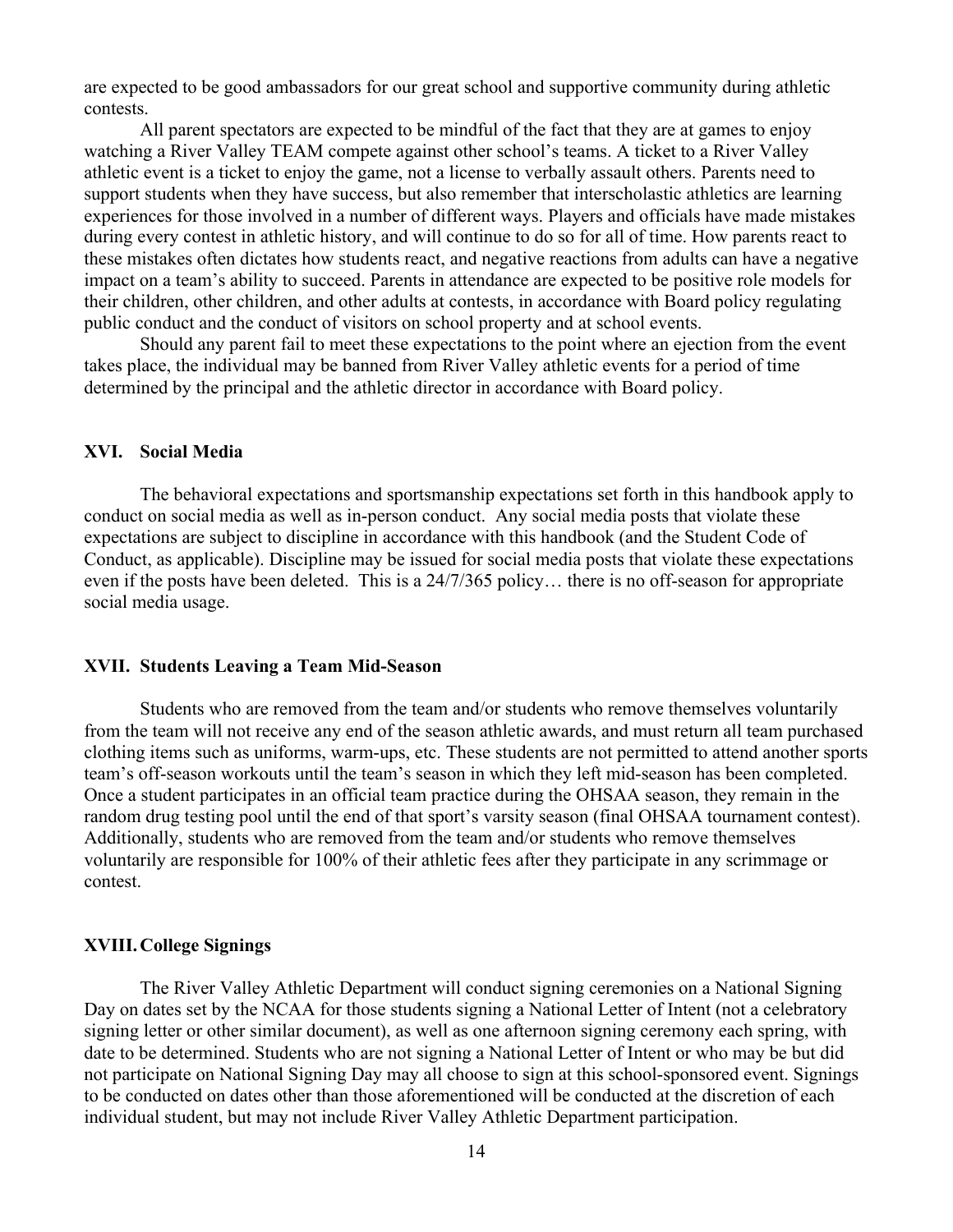are expected to be good ambassadors for our great school and supportive community during athletic contests.

All parent spectators are expected to be mindful of the fact that they are at games to enjoy watching a River Valley TEAM compete against other school's teams. A ticket to a River Valley athletic event is a ticket to enjoy the game, not a license to verbally assault others. Parents need to support students when they have success, but also remember that interscholastic athletics are learning experiences for those involved in a number of different ways. Players and officials have made mistakes during every contest in athletic history, and will continue to do so for all of time. How parents react to these mistakes often dictates how students react, and negative reactions from adults can have a negative impact on a team's ability to succeed. Parents in attendance are expected to be positive role models for their children, other children, and other adults at contests, in accordance with Board policy regulating public conduct and the conduct of visitors on school property and at school events.

Should any parent fail to meet these expectations to the point where an ejection from the event takes place, the individual may be banned from River Valley athletic events for a period of time determined by the principal and the athletic director in accordance with Board policy.

## XVI. Social Media

The behavioral expectations and sportsmanship expectations set forth in this handbook apply to conduct on social media as well as in-person conduct. Any social media posts that violate these expectations are subject to discipline in accordance with this handbook (and the Student Code of Conduct, as applicable). Discipline may be issued for social media posts that violate these expectations even if the posts have been deleted. This is a 24/7/365 policy… there is no off-season for appropriate social media usage.

## XVII. Students Leaving a Team Mid-Season

Students who are removed from the team and/or students who remove themselves voluntarily from the team will not receive any end of the season athletic awards, and must return all team purchased clothing items such as uniforms, warm-ups, etc. These students are not permitted to attend another sports team's off-season workouts until the team's season in which they left mid-season has been completed. Once a student participates in an official team practice during the OHSAA season, they remain in the random drug testing pool until the end of that sport's varsity season (final OHSAA tournament contest). Additionally, students who are removed from the team and/or students who remove themselves voluntarily are responsible for 100% of their athletic fees after they participate in any scrimmage or contest.

## XVIII. College Signings

The River Valley Athletic Department will conduct signing ceremonies on a National Signing Day on dates set by the NCAA for those students signing a National Letter of Intent (not a celebratory signing letter or other similar document), as well as one afternoon signing ceremony each spring, with date to be determined. Students who are not signing a National Letter of Intent or who may be but did not participate on National Signing Day may all choose to sign at this school-sponsored event. Signings to be conducted on dates other than those aforementioned will be conducted at the discretion of each individual student, but may not include River Valley Athletic Department participation.